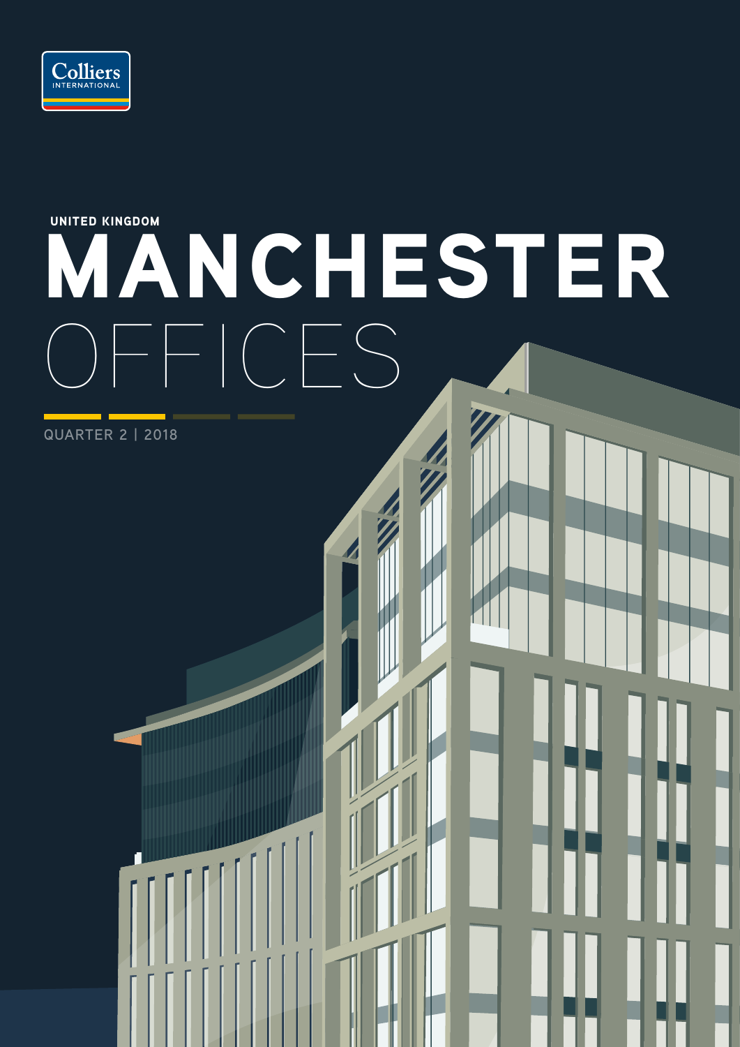Colliers INTERNATIONAL

UNITED KINGDOM

# MANCHESTER OFFICES

QUARTER 2 | 2018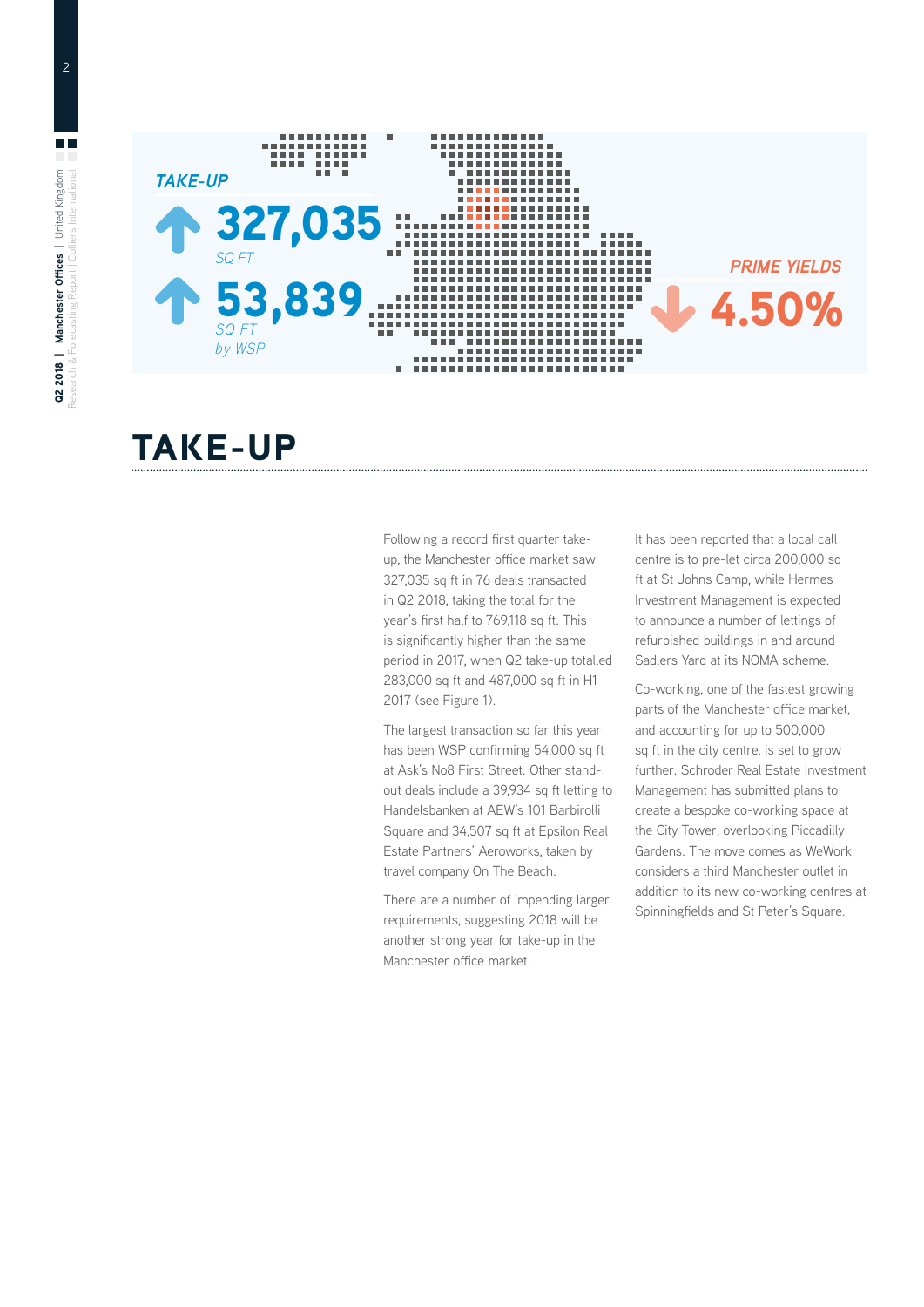**TAKE-UP**

↑ **327,035**
*SQ FT*

↑ **53,839**
*SQ FT by WSP*

**PRIME YIELDS**

↓ **4.50%**

# TAKE-UP

Following a record first quarter take-up, the Manchester office market saw 327,035 sq ft in 76 deals transacted in Q2 2018, taking the total for the year's first half to 769,118 sq ft. This is significantly higher than the same period in 2017, when Q2 take-up totalled 283,000 sq ft and 487,000 sq ft in H1 2017 (see Figure 1).

The largest transaction so far this year has been WSP confirming 54,000 sq ft at Ask's No8 First Street. Other stand-out deals include a 39,934 sq ft letting to Handelsbanken at AEW's 101 Barbirolli Square and 34,507 sq ft at Epsilon Real Estate Partners' Aeroworks, taken by travel company On The Beach.

There are a number of impending larger requirements, suggesting 2018 will be another strong year for take-up in the Manchester office market.

It has been reported that a local call centre is to pre-let circa 200,000 sq ft at St Johns Camp, while Hermes Investment Management is expected to announce a number of lettings of refurbished buildings in and around Sadlers Yard at its NOMA scheme.

Co-working, one of the fastest growing parts of the Manchester office market, and accounting for up to 500,000 sq ft in the city centre, is set to grow further. Schroder Real Estate Investment Management has submitted plans to create a bespoke co-working space at the City Tower, overlooking Piccadilly Gardens. The move comes as WeWork considers a third Manchester outlet in addition to its new co-working centres at Spinningfields and St Peter's Square.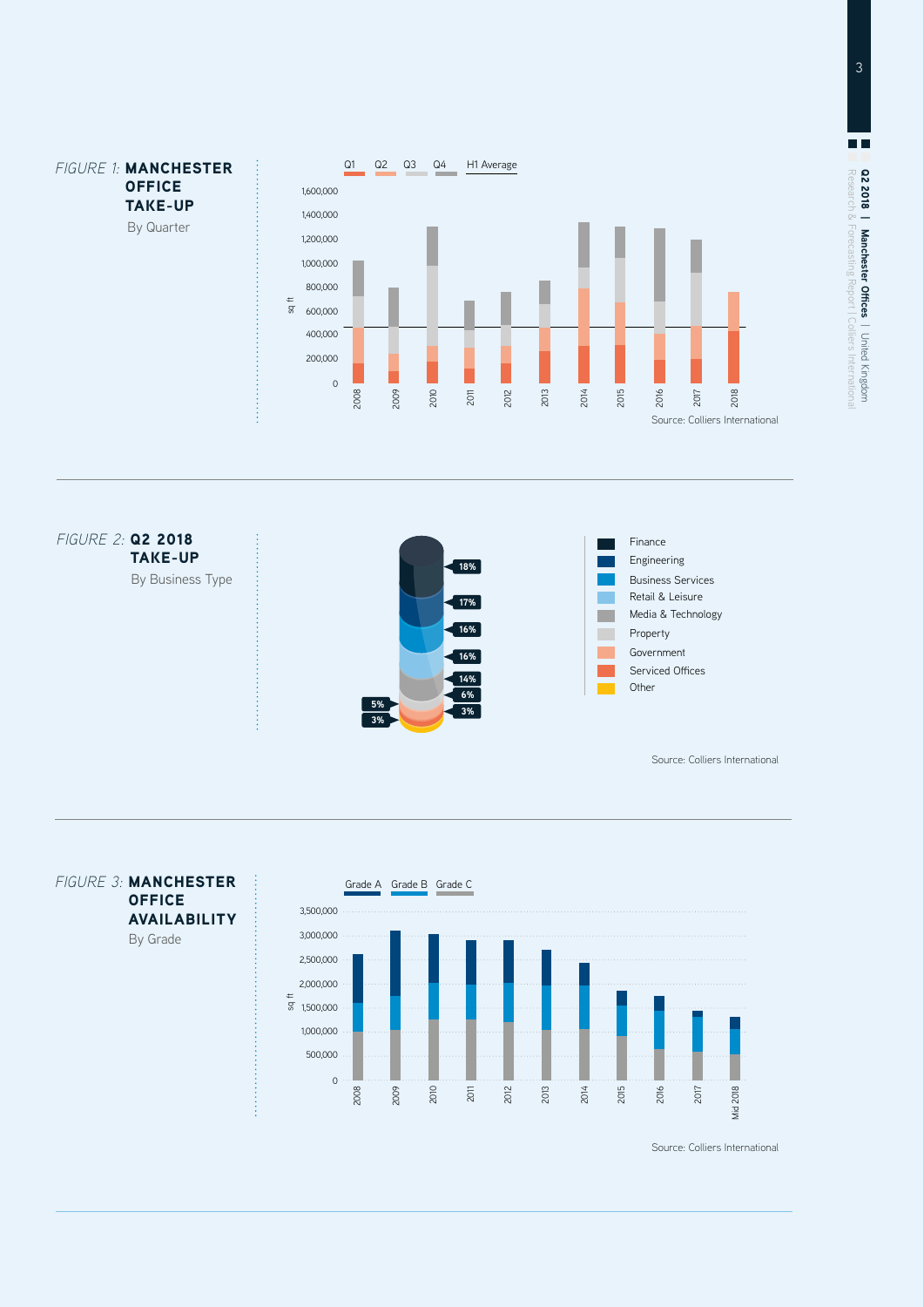*FIGURE 1:* **MANCHESTER OFFICE TAKE-UP**
By Quarter

Q1 Q2 Q3 Q4 H1 Average

Source: Colliers International

*FIGURE 2:* **Q2 2018 TAKE-UP**
By Business Type

| Business Type | Share |
|---|---|
| Finance | 18% |
| Engineering | 17% |
| Business Services | 16% |
| Retail & Leisure | 16% |
| Media & Technology | 14% |
| Property | 6% |
| Government | 5% |
| Serviced Offices | 3% |
| Other | 3% |

Source: Colliers International

*FIGURE 3:* **MANCHESTER OFFICE AVAILABILITY**
By Grade

Grade A Grade B Grade C

Source: Colliers International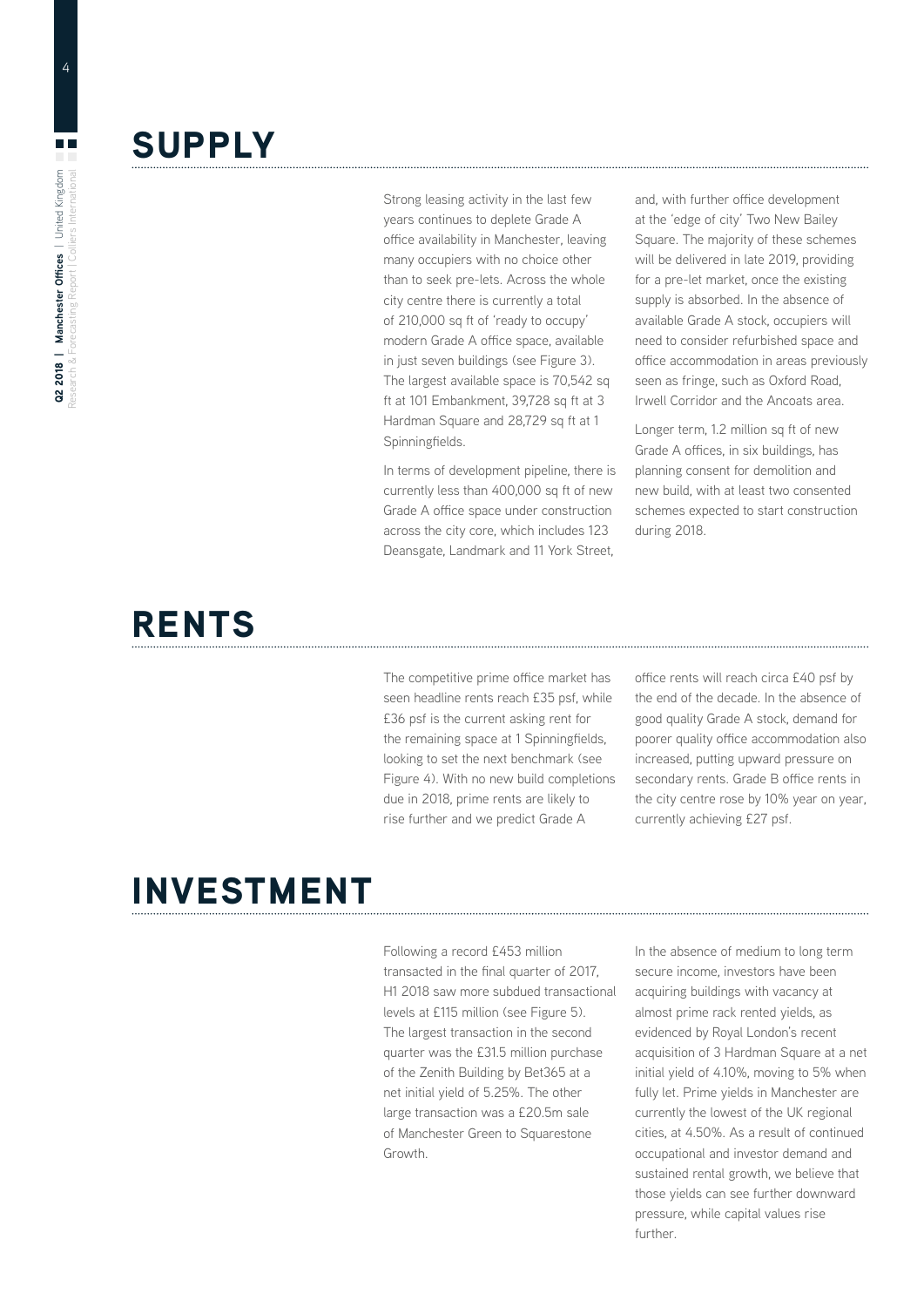# SUPPLY

Strong leasing activity in the last few years continues to deplete Grade A office availability in Manchester, leaving many occupiers with no choice other than to seek pre-lets. Across the whole city centre there is currently a total of 210,000 sq ft of 'ready to occupy' modern Grade A office space, available in just seven buildings (see Figure 3). The largest available space is 70,542 sq ft at 101 Embankment, 39,728 sq ft at 3 Hardman Square and 28,729 sq ft at 1 Spinningfields.

In terms of development pipeline, there is currently less than 400,000 sq ft of new Grade A office space under construction across the city core, which includes 123 Deansgate, Landmark and 11 York Street, and, with further office development at the 'edge of city' Two New Bailey Square. The majority of these schemes will be delivered in late 2019, providing for a pre-let market, once the existing supply is absorbed. In the absence of available Grade A stock, occupiers will need to consider refurbished space and office accommodation in areas previously seen as fringe, such as Oxford Road, Irwell Corridor and the Ancoats area.

Longer term, 1.2 million sq ft of new Grade A offices, in six buildings, has planning consent for demolition and new build, with at least two consented schemes expected to start construction during 2018.

# RENTS

The competitive prime office market has seen headline rents reach £35 psf, while £36 psf is the current asking rent for the remaining space at 1 Spinningfields, looking to set the next benchmark (see Figure 4). With no new build completions due in 2018, prime rents are likely to rise further and we predict Grade A office rents will reach circa £40 psf by the end of the decade. In the absence of good quality Grade A stock, demand for poorer quality office accommodation also increased, putting upward pressure on secondary rents. Grade B office rents in the city centre rose by 10% year on year, currently achieving £27 psf.

# INVESTMENT

Following a record £453 million transacted in the final quarter of 2017, H1 2018 saw more subdued transactional levels at £115 million (see Figure 5). The largest transaction in the second quarter was the £31.5 million purchase of the Zenith Building by Bet365 at a net initial yield of 5.25%. The other large transaction was a £20.5m sale of Manchester Green to Squarestone Growth.

In the absence of medium to long term secure income, investors have been acquiring buildings with vacancy at almost prime rack rented yields, as evidenced by Royal London's recent acquisition of 3 Hardman Square at a net initial yield of 4.10%, moving to 5% when fully let. Prime yields in Manchester are currently the lowest of the UK regional cities, at 4.50%. As a result of continued occupational and investor demand and sustained rental growth, we believe that those yields can see further downward pressure, while capital values rise further.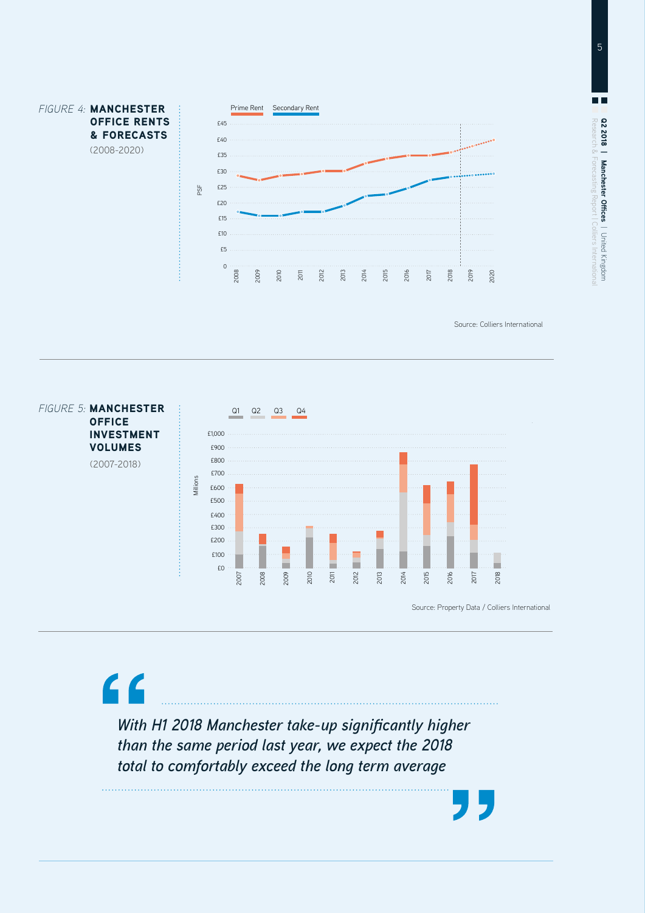*FIGURE 4:* **MANCHESTER OFFICE RENTS & FORECASTS**

(2008-2020)

Prime Rent | Secondary Rent

PSF

£45
£40
£35
£30
£25
£20
£15
£10
£5
0

2008 2009 2010 2011 2012 2013 2014 2015 2016 2017 2018 2019 2020

Source: Colliers International

*FIGURE 5:* **MANCHESTER OFFICE INVESTMENT VOLUMES**

(2007-2018)

Q1 | Q2 | Q3 | Q4

Millions

£1,000
£900
£800
£700
£600
£500
£400
£300
£200
£100
£0

2007 2008 2009 2010 2011 2012 2013 2014 2015 2016 2017 2018

Source: Property Data / Colliers International

> *With H1 2018 Manchester take-up significantly higher than the same period last year, we expect the 2018 total to comfortably exceed the long term average*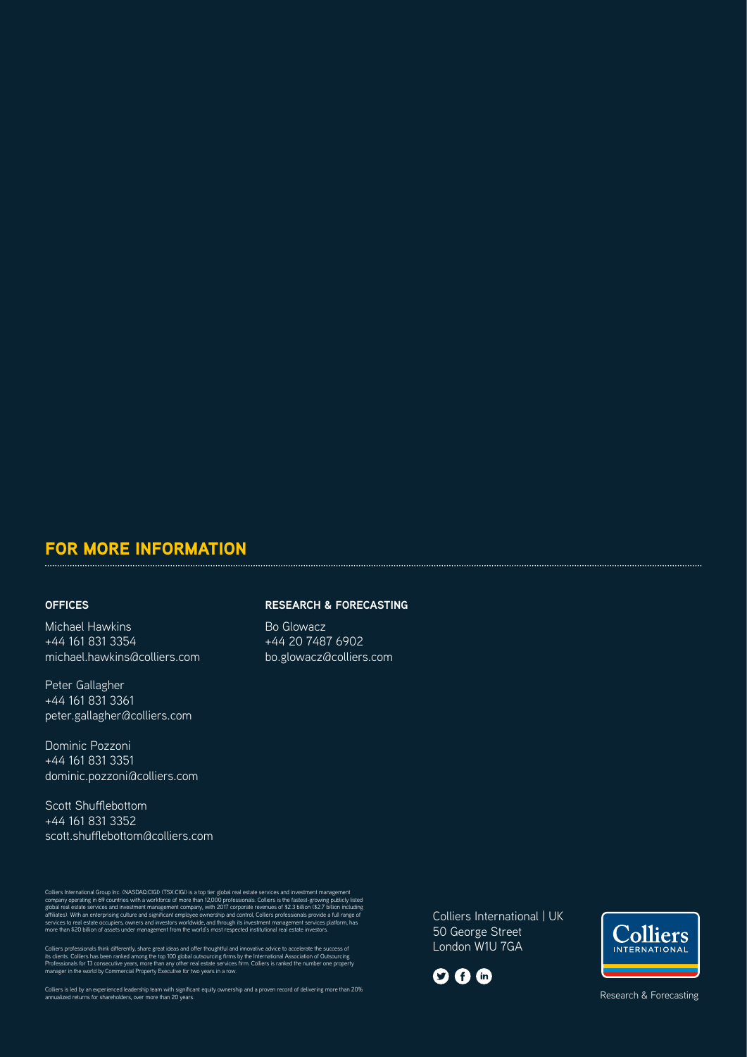## FOR MORE INFORMATION

### OFFICES

Michael Hawkins
+44 161 831 3354
michael.hawkins@colliers.com

Peter Gallagher
+44 161 831 3361
peter.gallagher@colliers.com

Dominic Pozzoni
+44 161 831 3351
dominic.pozzoni@colliers.com

Scott Shufflebottom
+44 161 831 3352
scott.shufflebottom@colliers.com

### RESEARCH & FORECASTING

Bo Glowacz
+44 20 7487 6902
bo.glowacz@colliers.com

Colliers International Group Inc. (NASDAQ:CIGI) (TSX:CIGI) is a top tier global real estate services and investment management company operating in 69 countries with a workforce of more than 12,000 professionals. Colliers is the fastest-growing publicly listed global real estate services and investment management company, with 2017 corporate revenues of $2.3 billion ($2.7 billion including affiliates). With an enterprising culture and significant employee ownership and control, Colliers professionals provide a full range of services to real estate occupiers, owners and investors worldwide, and through its investment management services platform, has more than $20 billion of assets under management from the world's most respected institutional real estate investors.

Colliers professionals think differently, share great ideas and offer thoughtful and innovative advice to accelerate the success of its clients. Colliers has been ranked among the top 100 global outsourcing firms by the International Association of Outsourcing Professionals for 13 consecutive years, more than any other real estate services firm. Colliers is ranked the number one property manager in the world by Commercial Property Executive for two years in a row.

Colliers is led by an experienced leadership team with significant equity ownership and a proven record of delivering more than 20% annualized returns for shareholders, over more than 20 years.

Colliers International | UK
50 George Street
London W1U 7GA

Colliers INTERNATIONAL

Research & Forecasting